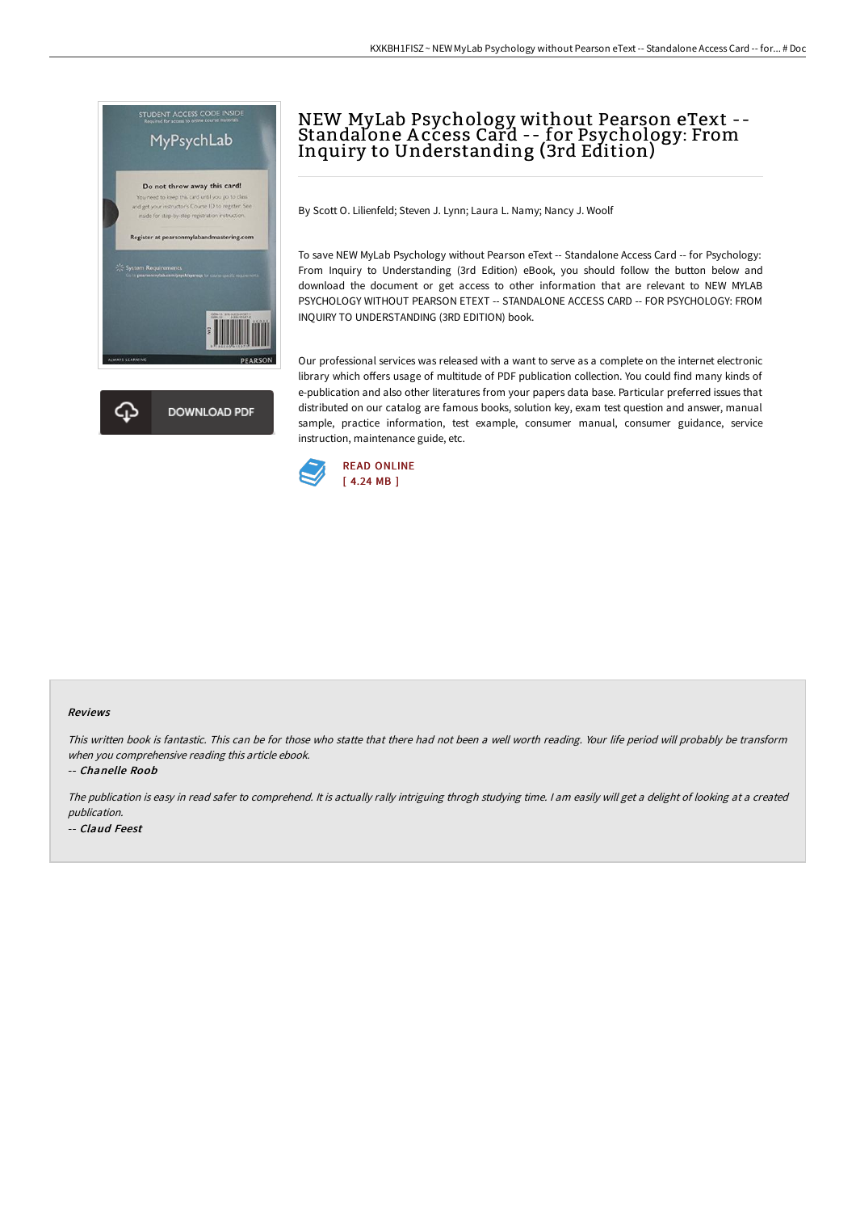# NEW MyLab Psychology without Pearson eText -- Standalone Access Card -- for Psychology: From Inquiry to Understanding (3rd Edition)

By Scott O. Lilienfeld; Steven J. Lynn; Laura L. Namy; Nancy J. Woolf

To save NEW MyLab Psychology without Pearson eText -- Standalone Access Card -- for Psychology: From Inquiry to Understanding (3rd Edition) eBook, you should follow the button below and download the document or get access to other information that are relevant to NEW MYLAB PSYCHOLOGY WITHOUT PEARSON ETEXT -- STANDALONE ACCESS CARD -- FOR PSYCHOLOGY: FROM INQUIRY TO UNDERSTANDING (3RD EDITION) book.

Our professional services was released with a want to serve as a complete on the internet electronic library which offers usage of multitude of PDF publication collection. You could find many kinds of e-publication and also other literatures from your papers data base. Particular preferred issues that distributed on our catalog are famous books, solution key, exam test question and answer, manual sample, practice information, test example, consumer manual, consumer guidance, service instruction, maintenance guide, etc.

READ ONLINE
[ 4.24 MB ]

## Reviews

*This written book is fantastic. This can be for those who statte that there had not been a well worth reading. Your life period will probably be transform when you comprehensive reading this article ebook.*

*-- Chanelle Roob*

*The publication is easy in read safer to comprehend. It is actually rally intriguing throgh studying time. I am easily will get a delight of looking at a created publication.*

*-- Claud Feest*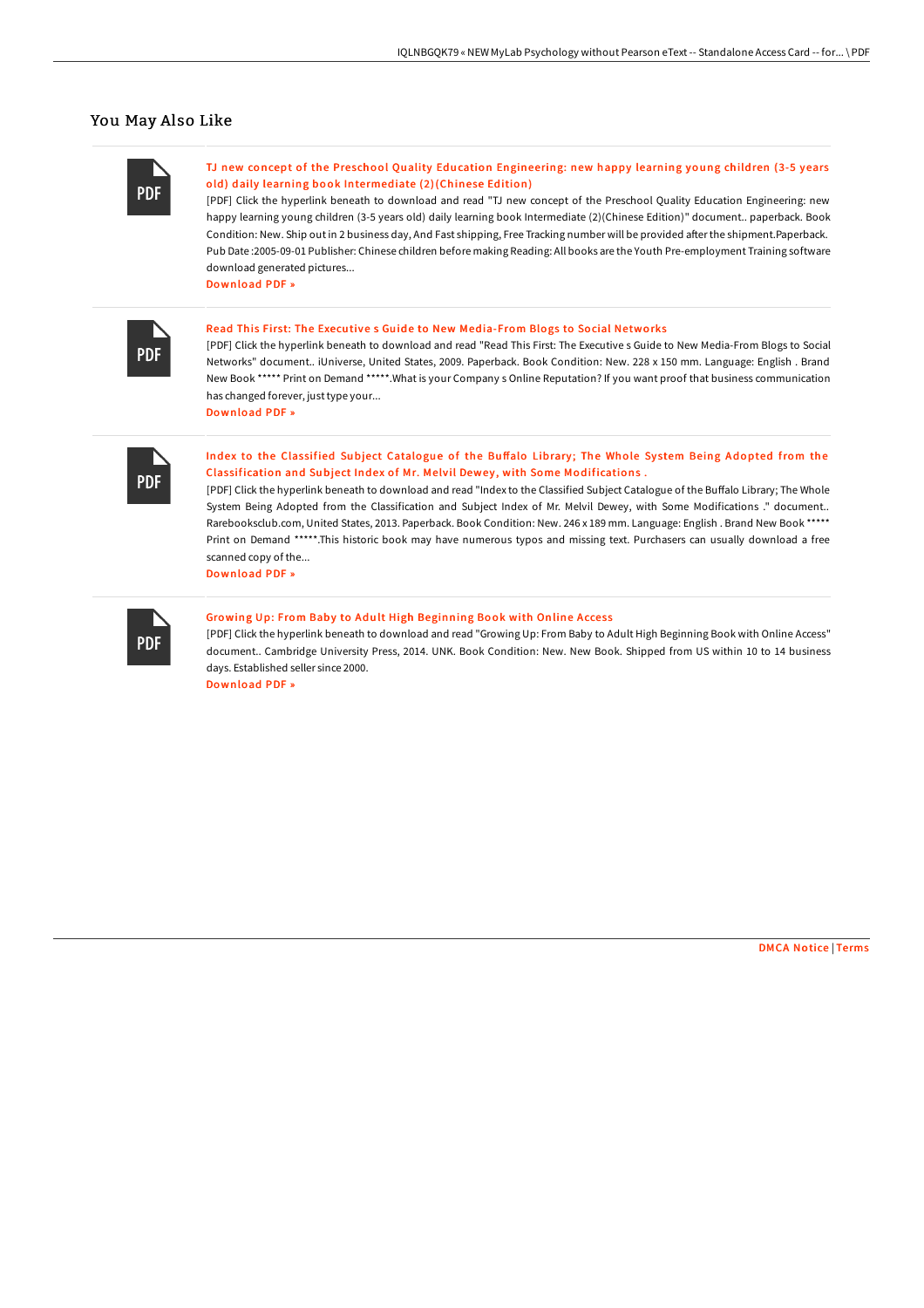## You May Also Like

**TJ new concept of the Preschool Quality Education Engineering: new happy learning young children (3-5 years old) daily learning book Intermediate (2)(Chinese Edition)**

[PDF] Click the hyperlink beneath to download and read "TJ new concept of the Preschool Quality Education Engineering: new happy learning young children (3-5 years old) daily learning book Intermediate (2)(Chinese Edition)" document.. paperback. Book Condition: New. Ship out in 2 business day, And Fast shipping, Free Tracking number will be provided after the shipment.Paperback. Pub Date :2005-09-01 Publisher: Chinese children before making Reading: All books are the Youth Pre-employment Training software download generated pictures...

Download PDF »

**Read This First: The Executive s Guide to New Media-From Blogs to Social Networks**

[PDF] Click the hyperlink beneath to download and read "Read This First: The Executive s Guide to New Media-From Blogs to Social Networks" document.. iUniverse, United States, 2009. Paperback. Book Condition: New. 228 x 150 mm. Language: English . Brand New Book ***** Print on Demand *****.What is your Company s Online Reputation? If you want proof that business communication has changed forever, just type your...

Download PDF »

**Index to the Classified Subject Catalogue of the Buffalo Library; The Whole System Being Adopted from the Classification and Subject Index of Mr. Melvil Dewey, with Some Modifications .**

[PDF] Click the hyperlink beneath to download and read "Index to the Classified Subject Catalogue of the Buffalo Library; The Whole System Being Adopted from the Classification and Subject Index of Mr. Melvil Dewey, with Some Modifications ." document.. Rarebooksclub.com, United States, 2013. Paperback. Book Condition: New. 246 x 189 mm. Language: English . Brand New Book ***** Print on Demand *****.This historic book may have numerous typos and missing text. Purchasers can usually download a free scanned copy of the...

Download PDF »

**Growing Up: From Baby to Adult High Beginning Book with Online Access**

[PDF] Click the hyperlink beneath to download and read "Growing Up: From Baby to Adult High Beginning Book with Online Access" document.. Cambridge University Press, 2014. UNK. Book Condition: New. New Book. Shipped from US within 10 to 14 business days. Established seller since 2000.

Download PDF »

DMCA Notice | Terms